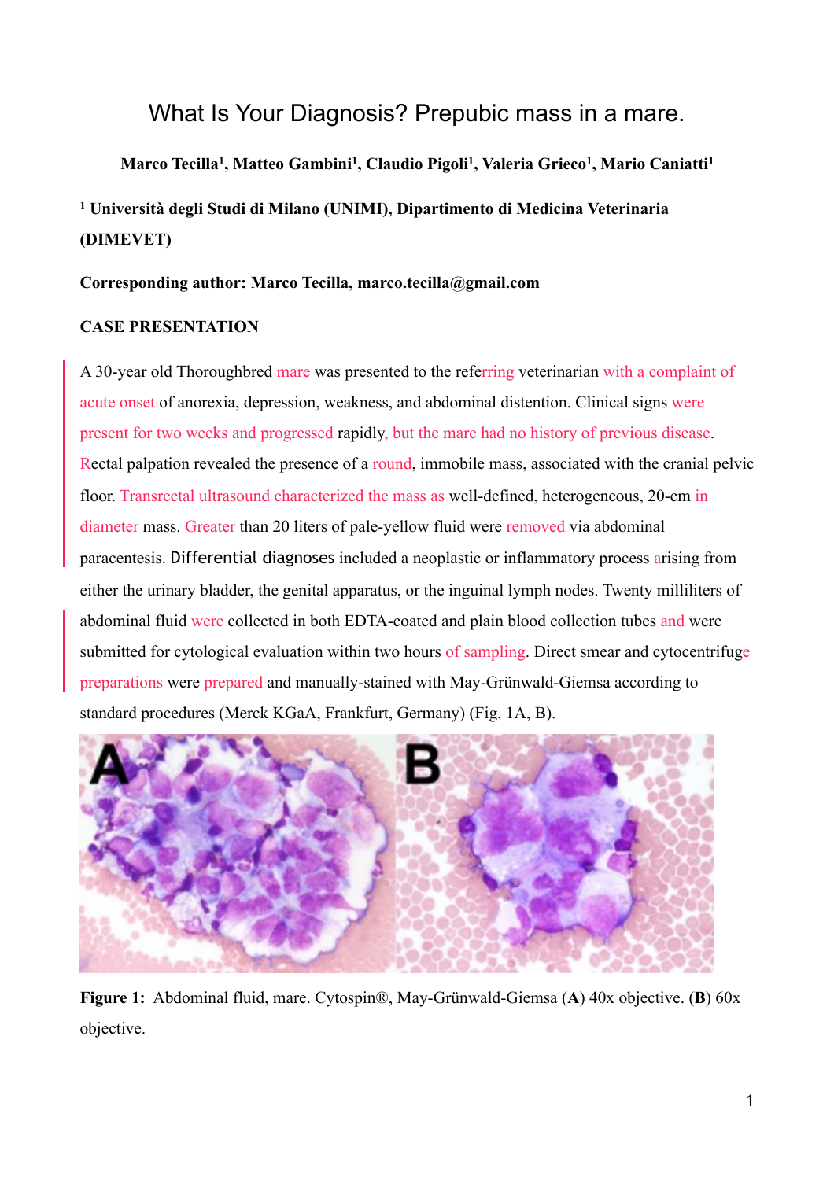# What Is Your Diagnosis? Prepubic mass in a mare.

**Marco Tecilla[1], Matteo Gambini[1], Claudio Pigoli[1], Valeria Grieco[1], Mario Caniatti[1]**

**[1] Università degli Studi di Milano (UNIMI), Dipartimento di Medicina Veterinaria (DIMEVET)**

**Corresponding author: Marco Tecilla, marco.tecilla@gmail.com**

**CASE PRESENTATION**

A 30-year old Thoroughbred mare was presented to the referring veterinarian with a complaint of acute onset of anorexia, depression, weakness, and abdominal distention. Clinical signs were present for two weeks and progressed rapidly, but the mare had no history of previous disease. Rectal palpation revealed the presence of a round, immobile mass, associated with the cranial pelvic floor. Transrectal ultrasound characterized the mass as well-defined, heterogeneous, 20-cm in diameter mass. Greater than 20 liters of pale-yellow fluid were removed via abdominal paracentesis. Differential diagnoses included a neoplastic or inflammatory process arising from either the urinary bladder, the genital apparatus, or the inguinal lymph nodes. Twenty milliliters of abdominal fluid were collected in both EDTA-coated and plain blood collection tubes and were submitted for cytological evaluation within two hours of sampling. Direct smear and cytocentrifuge preparations were prepared and manually-stained with May-Grünwald-Giemsa according to standard procedures (Merck KGaA, Frankfurt, Germany) (Fig. 1A, B).

**Figure 1:** Abdominal fluid, mare. Cytospin®, May-Grünwald-Giemsa (**A**) 40x objective. (**B**) 60x objective.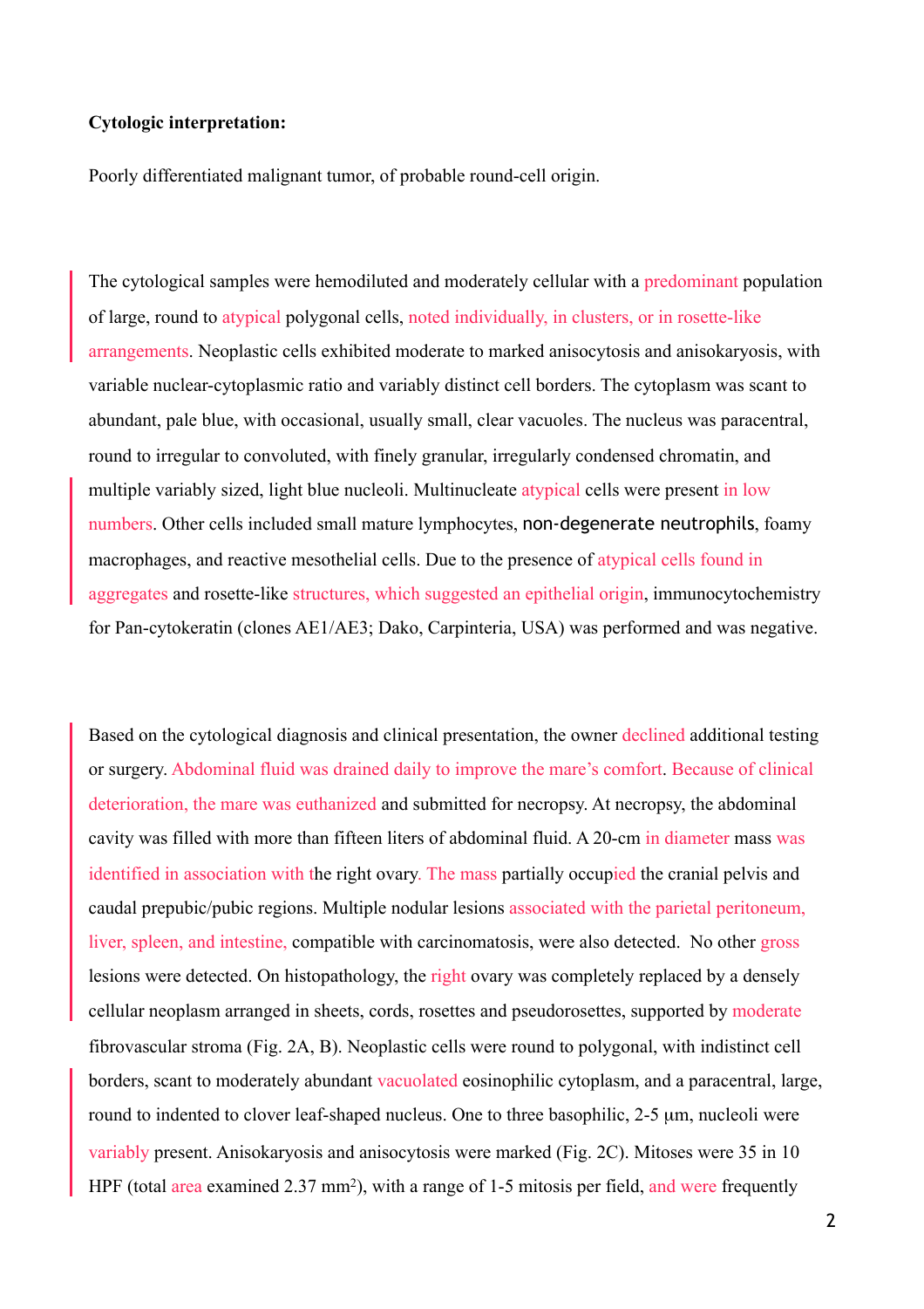**Cytologic interpretation:**

Poorly differentiated malignant tumor, of probable round-cell origin.

The cytological samples were hemodiluted and moderately cellular with a predominant population of large, round to atypical polygonal cells, noted individually, in clusters, or in rosette-like arrangements. Neoplastic cells exhibited moderate to marked anisocytosis and anisokaryosis, with variable nuclear-cytoplasmic ratio and variably distinct cell borders. The cytoplasm was scant to abundant, pale blue, with occasional, usually small, clear vacuoles. The nucleus was paracentral, round to irregular to convoluted, with finely granular, irregularly condensed chromatin, and multiple variably sized, light blue nucleoli. Multinucleate atypical cells were present in low numbers. Other cells included small mature lymphocytes, non-degenerate neutrophils, foamy macrophages, and reactive mesothelial cells. Due to the presence of atypical cells found in aggregates and rosette-like structures, which suggested an epithelial origin, immunocytochemistry for Pan-cytokeratin (clones AE1/AE3; Dako, Carpinteria, USA) was performed and was negative.

Based on the cytological diagnosis and clinical presentation, the owner declined additional testing or surgery. Abdominal fluid was drained daily to improve the mare's comfort. Because of clinical deterioration, the mare was euthanized and submitted for necropsy. At necropsy, the abdominal cavity was filled with more than fifteen liters of abdominal fluid. A 20-cm in diameter mass was identified in association with the right ovary. The mass partially occupied the cranial pelvis and caudal prepubic/pubic regions. Multiple nodular lesions associated with the parietal peritoneum, liver, spleen, and intestine, compatible with carcinomatosis, were also detected. No other gross lesions were detected. On histopathology, the right ovary was completely replaced by a densely cellular neoplasm arranged in sheets, cords, rosettes and pseudorosettes, supported by moderate fibrovascular stroma (Fig. 2A, B). Neoplastic cells were round to polygonal, with indistinct cell borders, scant to moderately abundant vacuolated eosinophilic cytoplasm, and a paracentral, large, round to indented to clover leaf-shaped nucleus. One to three basophilic, 2-5 µm, nucleoli were variably present. Anisokaryosis and anisocytosis were marked (Fig. 2C). Mitoses were 35 in 10 HPF (total area examined 2.37 mm$^2$), with a range of 1-5 mitosis per field, and were frequently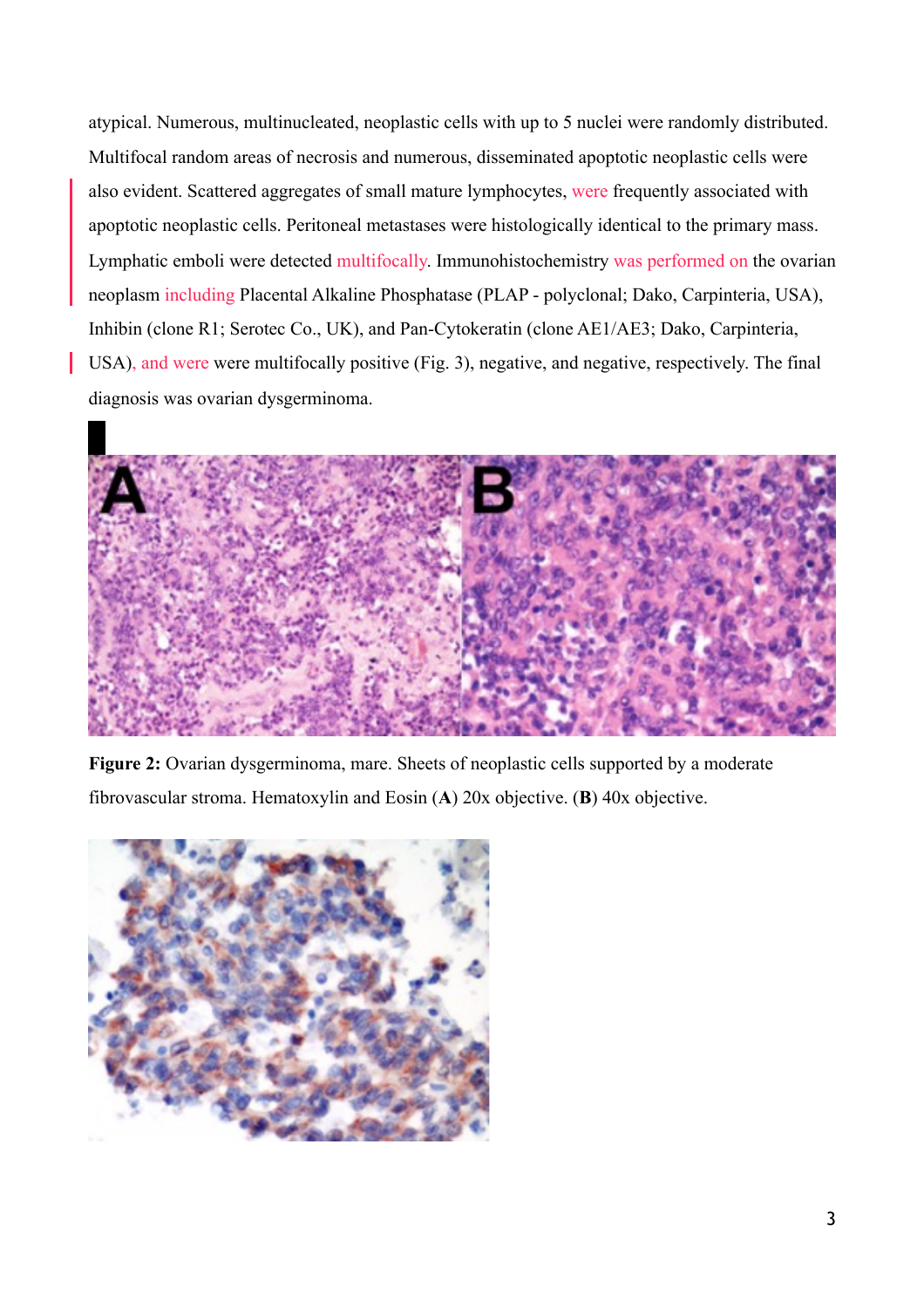atypical. Numerous, multinucleated, neoplastic cells with up to 5 nuclei were randomly distributed. Multifocal random areas of necrosis and numerous, disseminated apoptotic neoplastic cells were also evident. Scattered aggregates of small mature lymphocytes, were frequently associated with apoptotic neoplastic cells. Peritoneal metastases were histologically identical to the primary mass. Lymphatic emboli were detected multifocally. Immunohistochemistry was performed on the ovarian neoplasm including Placental Alkaline Phosphatase (PLAP - polyclonal; Dako, Carpinteria, USA), Inhibin (clone R1; Serotec Co., UK), and Pan-Cytokeratin (clone AE1/AE3; Dako, Carpinteria, USA), and were were multifocally positive (Fig. 3), negative, and negative, respectively. The final diagnosis was ovarian dysgerminoma.

**Figure 2:** Ovarian dysgerminoma, mare. Sheets of neoplastic cells supported by a moderate fibrovascular stroma. Hematoxylin and Eosin (**A**) 20x objective. (**B**) 40x objective.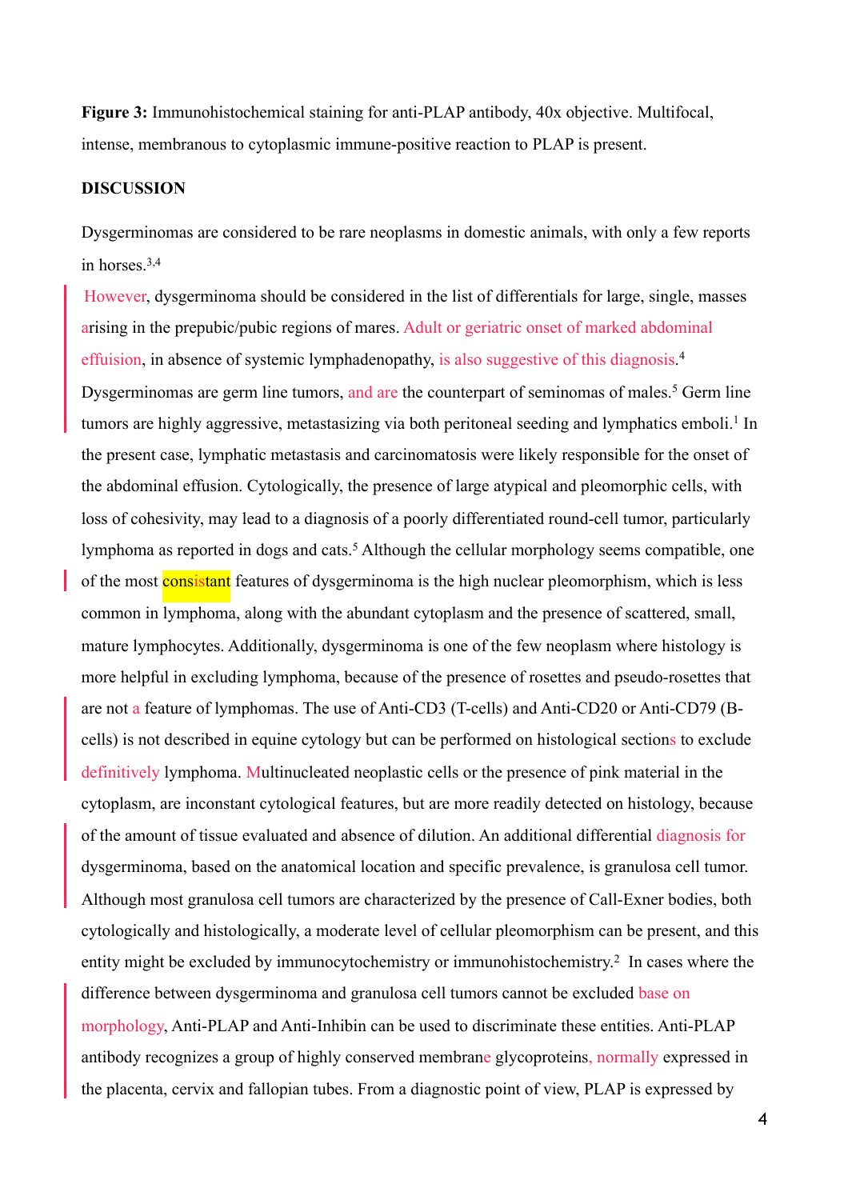**Figure 3:** Immunohistochemical staining for anti-PLAP antibody, 40x objective. Multifocal, intense, membranous to cytoplasmic immune-positive reaction to PLAP is present.

**DISCUSSION**

Dysgerminomas are considered to be rare neoplasms in domestic animals, with only a few reports in horses.[3,4]

However, dysgerminoma should be considered in the list of differentials for large, single, masses arising in the prepubic/pubic regions of mares. Adult or geriatric onset of marked abdominal effuision, in absence of systemic lymphadenopathy, is also suggestive of this diagnosis.[4] Dysgerminomas are germ line tumors, and are the counterpart of seminomas of males.[5] Germ line tumors are highly aggressive, metastasizing via both peritoneal seeding and lymphatics emboli.[1] In the present case, lymphatic metastasis and carcinomatosis were likely responsible for the onset of the abdominal effusion. Cytologically, the presence of large atypical and pleomorphic cells, with loss of cohesivity, may lead to a diagnosis of a poorly differentiated round-cell tumor, particularly lymphoma as reported in dogs and cats.[5] Although the cellular morphology seems compatible, one of the most consistant features of dysgerminoma is the high nuclear pleomorphism, which is less common in lymphoma, along with the abundant cytoplasm and the presence of scattered, small, mature lymphocytes. Additionally, dysgerminoma is one of the few neoplasm where histology is more helpful in excluding lymphoma, because of the presence of rosettes and pseudo-rosettes that are not a feature of lymphomas. The use of Anti-CD3 (T-cells) and Anti-CD20 or Anti-CD79 (B-cells) is not described in equine cytology but can be performed on histological sections to exclude definitively lymphoma. Multinucleated neoplastic cells or the presence of pink material in the cytoplasm, are inconstant cytological features, but are more readily detected on histology, because of the amount of tissue evaluated and absence of dilution. An additional differential diagnosis for dysgerminoma, based on the anatomical location and specific prevalence, is granulosa cell tumor. Although most granulosa cell tumors are characterized by the presence of Call-Exner bodies, both cytologically and histologically, a moderate level of cellular pleomorphism can be present, and this entity might be excluded by immunocytochemistry or immunohistochemistry.[2] In cases where the difference between dysgerminoma and granulosa cell tumors cannot be excluded base on morphology, Anti-PLAP and Anti-Inhibin can be used to discriminate these entities. Anti-PLAP antibody recognizes a group of highly conserved membrane glycoproteins, normally expressed in the placenta, cervix and fallopian tubes. From a diagnostic point of view, PLAP is expressed by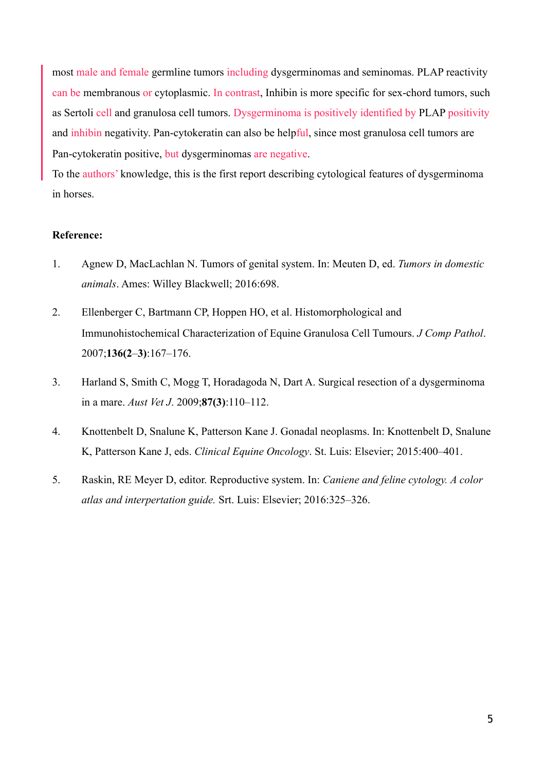most male and female germline tumors including dysgerminomas and seminomas. PLAP reactivity can be membranous or cytoplasmic. In contrast, Inhibin is more specific for sex-chord tumors, such as Sertoli cell and granulosa cell tumors. Dysgerminoma is positively identified by PLAP positivity and inhibin negativity. Pan-cytokeratin can also be helpful, since most granulosa cell tumors are Pan-cytokeratin positive, but dysgerminomas are negative.

To the authors' knowledge, this is the first report describing cytological features of dysgerminoma in horses.

**Reference:**

1. Agnew D, MacLachlan N. Tumors of genital system. In: Meuten D, ed. *Tumors in domestic animals*. Ames: Willey Blackwell; 2016:698.

2. Ellenberger C, Bartmann CP, Hoppen HO, et al. Histomorphological and Immunohistochemical Characterization of Equine Granulosa Cell Tumours. *J Comp Pathol*. 2007;**136(2–3)**:167–176.

3. Harland S, Smith C, Mogg T, Horadagoda N, Dart A. Surgical resection of a dysgerminoma in a mare. *Aust Vet J*. 2009;**87(3)**:110–112.

4. Knottenbelt D, Snalune K, Patterson Kane J. Gonadal neoplasms. In: Knottenbelt D, Snalune K, Patterson Kane J, eds. *Clinical Equine Oncology*. St. Luis: Elsevier; 2015:400–401.

5. Raskin, RE Meyer D, editor. Reproductive system. In: *Caniene and feline cytology. A color atlas and interpertation guide.* Srt. Luis: Elsevier; 2016:325–326.